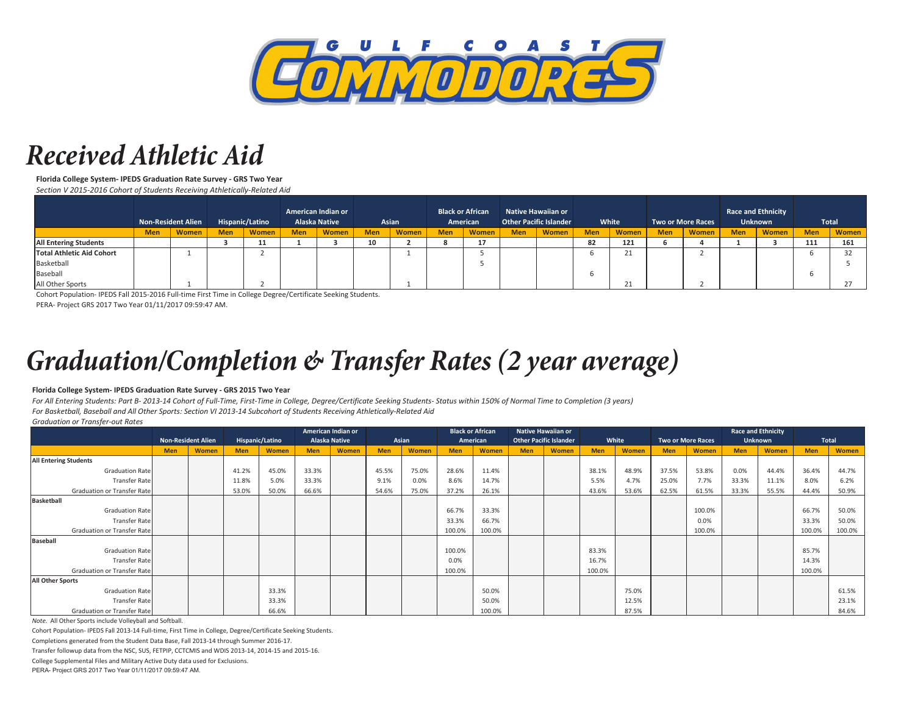GULF COAST COMMODORES

# Received Athletic Aid

**Florida College System- IPEDS Graduation Rate Survey - GRS Two Year**

*Section V 2015-2016 Cohort of Students Receiving Athletically-Related Aid*

| | Non-Resident Alien | | Hispanic/Latino | | American Indian or Alaska Native | | Asian | | Black or African American | | Native Hawaiian or Other Pacific Islander | | White | | Two or More Races | | Race and Ethnicity Unknown | | Total | |
|---|---|---|---|---|---|---|---|---|---|---|---|---|---|---|---|---|---|---|---|---|
| | Men | Women | Men | Women | Men | Women | Men | Women | Men | Women | Men | Women | Men | Women | Men | Women | Men | Women | Men | Women |
| **All Entering Students** | | | **3** | **11** | **1** | **3** | **10** | **2** | **8** | **17** | | | **82** | **121** | **6** | **4** | **1** | **3** | **111** | **161** |
| **Total Athletic Aid Cohort** | | 1 | | 2 | | | | 1 | | 5 | | | 6 | 21 | | 2 | | | 6 | 32 |
| Basketball | | | | | | | | | | 5 | | | | | | | | | | 5 |
| Baseball | | | | | | | | | | | | | 6 | | | | | | 6 | |
| All Other Sports | | 1 | | 2 | | | | 1 | | | | | | 21 | | 2 | | | | 27 |

Cohort Population- IPEDS Fall 2015-2016 Full-time First Time in College Degree/Certificate Seeking Students.

PERA- Project GRS 2017 Two Year 01/11/2017 09:59:47 AM.

# Graduation/Completion & Transfer Rates (2 year average)

**Florida College System- IPEDS Graduation Rate Survey - GRS 2015 Two Year**

*For All Entering Students: Part B- 2013-14 Cohort of Full-Time, First-Time in College, Degree/Certificate Seeking Students- Status within 150% of Normal Time to Completion (3 years)*

*For Basketball, Baseball and All Other Sports: Section VI 2013-14 Subcohort of Students Receiving Athletically-Related Aid*

*Graduation or Transfer-out Rates*

| | Non-Resident Alien | | Hispanic/Latino | | American Indian or Alaska Native | | Asian | | Black or African American | | Native Hawaiian or Other Pacific Islander | | White | | Two or More Races | | Race and Ethnicity Unknown | | Total | |
|---|---|---|---|---|---|---|---|---|---|---|---|---|---|---|---|---|---|---|---|---|
| | Men | Women | Men | Women | Men | Women | Men | Women | Men | Women | Men | Women | Men | Women | Men | Women | Men | Women | Men | Women |
| **All Entering Students** | | | | | | | | | | | | | | | | | | | | |
| Graduation Rate | | | 41.2% | 45.0% | 33.3% | | 45.5% | 75.0% | 28.6% | 11.4% | | | 38.1% | 48.9% | 37.5% | 53.8% | 0.0% | 44.4% | 36.4% | 44.7% |
| Transfer Rate | | | 11.8% | 5.0% | 33.3% | | 9.1% | 0.0% | 8.6% | 14.7% | | | 5.5% | 4.7% | 25.0% | 7.7% | 33.3% | 11.1% | 8.0% | 6.2% |
| Graduation or Transfer Rate | | | 53.0% | 50.0% | 66.6% | | 54.6% | 75.0% | 37.2% | 26.1% | | | 43.6% | 53.6% | 62.5% | 61.5% | 33.3% | 55.5% | 44.4% | 50.9% |
| **Basketball** | | | | | | | | | | | | | | | | | | | | |
| Graduation Rate | | | | | | | | | 66.7% | 33.3% | | | | | | 100.0% | | | 66.7% | 50.0% |
| Transfer Rate | | | | | | | | | 33.3% | 66.7% | | | | | | 0.0% | | | 33.3% | 50.0% |
| Graduation or Transfer Rate | | | | | | | | | 100.0% | 100.0% | | | | | | 100.0% | | | 100.0% | 100.0% |
| **Baseball** | | | | | | | | | | | | | | | | | | | | |
| Graduation Rate | | | | | | | | | 100.0% | | | | 83.3% | | | | | | 85.7% | |
| Transfer Rate | | | | | | | | | 0.0% | | | | 16.7% | | | | | | 14.3% | |
| Graduation or Transfer Rate | | | | | | | | | 100.0% | | | | 100.0% | | | | | | 100.0% | |
| **All Other Sports** | | | | | | | | | | | | | | | | | | | | |
| Graduation Rate | | | | 33.3% | | | | | | 50.0% | | | | 75.0% | | | | | | 61.5% |
| Transfer Rate | | | | 33.3% | | | | | | 50.0% | | | | 12.5% | | | | | | 23.1% |
| Graduation or Transfer Rate | | | | 66.6% | | | | | | 100.0% | | | | 87.5% | | | | | | 84.6% |

*Note.* All Other Sports include Volleyball and Softball.

Cohort Population- IPEDS Fall 2013-14 Full-time, First Time in College, Degree/Certificate Seeking Students.

Completions generated from the Student Data Base, Fall 2013-14 through Summer 2016-17.

Transfer followup data from the NSC, SUS, FETPIP, CCTCMIS and WDIS 2013-14, 2014-15 and 2015-16.

College Supplemental Files and Military Active Duty data used for Exclusions.

PERA- Project GRS 2017 Two Year 01/11/2017 09:59:47 AM.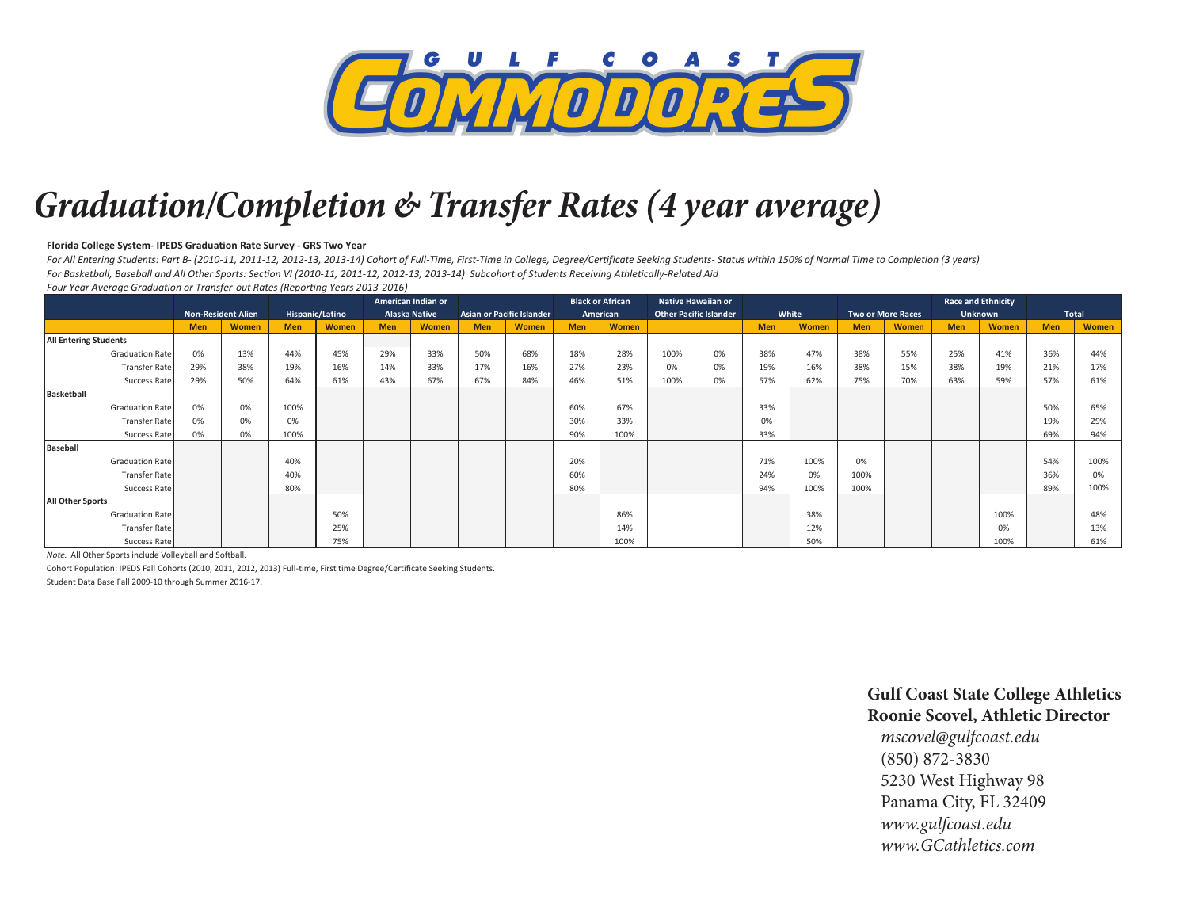# GULF COAST COMMODORES

# Graduation/Completion & Transfer Rates (4 year average)

**Florida College System- IPEDS Graduation Rate Survey - GRS Two Year**

*For All Entering Students: Part B- (2010-11, 2011-12, 2012-13, 2013-14) Cohort of Full-Time, First-Time in College, Degree/Certificate Seeking Students- Status within 150% of Normal Time to Completion (3 years)*

*For Basketball, Baseball and All Other Sports: Section VI (2010-11, 2011-12, 2012-13, 2013-14) Subcohort of Students Receiving Athletically-Related Aid*

*Four Year Average Graduation or Transfer-out Rates (Reporting Years 2013-2016)*

| | Non-Resident Alien | | Hispanic/Latino | | American Indian or Alaska Native | | Asian or Pacific Islander | | Black or African American | | Native Hawaiian or Other Pacific Islander | | White | | Two or More Races | | Race and Ethnicity Unknown | | Total | |
|---|---|---|---|---|---|---|---|---|---|---|---|---|---|---|---|---|---|---|---|---|
| | **Men** | **Women** | **Men** | **Women** | **Men** | **Women** | **Men** | **Women** | **Men** | **Women** | **Men** | **Women** | **Men** | **Women** | **Men** | **Women** | **Men** | **Women** | **Men** | **Women** |
| **All Entering Students** | | | | | | | | | | | | | | | | | | | | |
| Graduation Rate | 0% | 13% | 44% | 45% | 29% | 33% | 50% | 68% | 18% | 28% | 100% | 0% | 38% | 47% | 38% | 55% | 25% | 41% | 36% | 44% |
| Transfer Rate | 29% | 38% | 19% | 16% | 14% | 33% | 17% | 16% | 27% | 23% | 0% | 0% | 19% | 16% | 38% | 15% | 38% | 19% | 21% | 17% |
| Success Rate | 29% | 50% | 64% | 61% | 43% | 67% | 67% | 84% | 46% | 51% | 100% | 0% | 57% | 62% | 75% | 70% | 63% | 59% | 57% | 61% |
| **Basketball** | | | | | | | | | | | | | | | | | | | | |
| Graduation Rate | 0% | 0% | 100% | | | | | | 60% | 67% | | | 33% | | | | | | 50% | 65% |
| Transfer Rate | 0% | 0% | 0% | | | | | | 30% | 33% | | | 0% | | | | | | 19% | 29% |
| Success Rate | 0% | 0% | 100% | | | | | | 90% | 100% | | | 33% | | | | | | 69% | 94% |
| **Baseball** | | | | | | | | | | | | | | | | | | | | |
| Graduation Rate | | | 40% | | | | | | 20% | | | | 71% | 100% | 0% | | | | 54% | 100% |
| Transfer Rate | | | 40% | | | | | | 60% | | | | 24% | 0% | 100% | | | | 36% | 0% |
| Success Rate | | | 80% | | | | | | 80% | | | | 94% | 100% | 100% | | | | 89% | 100% |
| **All Other Sports** | | | | | | | | | | | | | | | | | | | | |
| Graduation Rate | | | | 50% | | | | | | 86% | | | | 38% | | | | 100% | | 48% |
| Transfer Rate | | | | 25% | | | | | | 14% | | | | 12% | | | | 0% | | 13% |
| Success Rate | | | | 75% | | | | | | 100% | | | | 50% | | | | 100% | | 61% |

*Note.* All Other Sports include Volleyball and Softball.

Cohort Population: IPEDS Fall Cohorts (2010, 2011, 2012, 2013) Full-time, First time Degree/Certificate Seeking Students.

Student Data Base Fall 2009-10 through Summer 2016-17.

**Gulf Coast State College Athletics**
**Roonie Scovel, Athletic Director**

*mscovel@gulfcoast.edu*
(850) 872-3830
5230 West Highway 98
Panama City, FL 32409
*www.gulfcoast.edu*
*www.GCathletics.com*